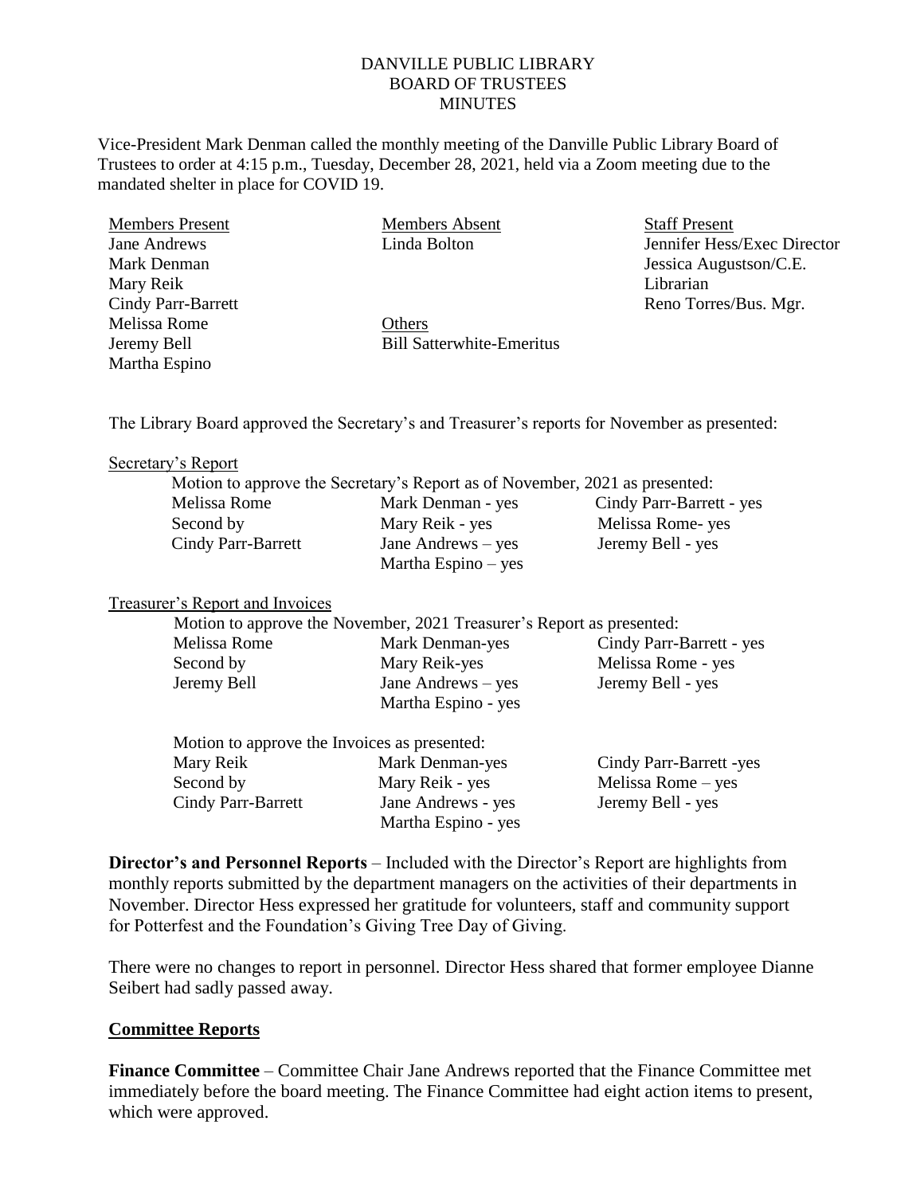# DANVILLE PUBLIC LIBRARY
## BOARD OF TRUSTEES
## MINUTES

Vice-President Mark Denman called the monthly meeting of the Danville Public Library Board of Trustees to order at 4:15 p.m., Tuesday, December 28, 2021, held via a Zoom meeting due to the mandated shelter in place for COVID 19.

| Members Present | Members Absent | Staff Present |
|---|---|---|
| Jane Andrews | Linda Bolton | Jennifer Hess/Exec Director |
| Mark Denman | | Jessica Augustson/C.E. Librarian |
| Mary Reik | | Reno Torres/Bus. Mgr. |
| Cindy Parr-Barrett | | |
| Melissa Rome | Others | |
| Jeremy Bell | Bill Satterwhite-Emeritus | |
| Martha Espino | | |

The Library Board approved the Secretary's and Treasurer's reports for November as presented:

Secretary's Report

Motion to approve the Secretary's Report as of November, 2021 as presented:

| | | |
|---|---|---|
| Melissa Rome | Mark Denman - yes | Cindy Parr-Barrett - yes |
| Second by | Mary Reik - yes | Melissa Rome- yes |
| Cindy Parr-Barrett | Jane Andrews – yes | Jeremy Bell - yes |
| | Martha Espino – yes | |

Treasurer's Report and Invoices

Motion to approve the November, 2021 Treasurer's Report as presented:

| | | |
|---|---|---|
| Melissa Rome | Mark Denman-yes | Cindy Parr-Barrett - yes |
| Second by | Mary Reik-yes | Melissa Rome - yes |
| Jeremy Bell | Jane Andrews – yes | Jeremy Bell - yes |
| | Martha Espino - yes | |

Motion to approve the Invoices as presented:

| | | |
|---|---|---|
| Mary Reik | Mark Denman-yes | Cindy Parr-Barrett -yes |
| Second by | Mary Reik - yes | Melissa Rome – yes |
| Cindy Parr-Barrett | Jane Andrews - yes | Jeremy Bell - yes |
| | Martha Espino - yes | |

**Director's and Personnel Reports** – Included with the Director's Report are highlights from monthly reports submitted by the department managers on the activities of their departments in November. Director Hess expressed her gratitude for volunteers, staff and community support for Potterfest and the Foundation's Giving Tree Day of Giving.

There were no changes to report in personnel. Director Hess shared that former employee Dianne Seibert had sadly passed away.

## Committee Reports

**Finance Committee** – Committee Chair Jane Andrews reported that the Finance Committee met immediately before the board meeting. The Finance Committee had eight action items to present, which were approved.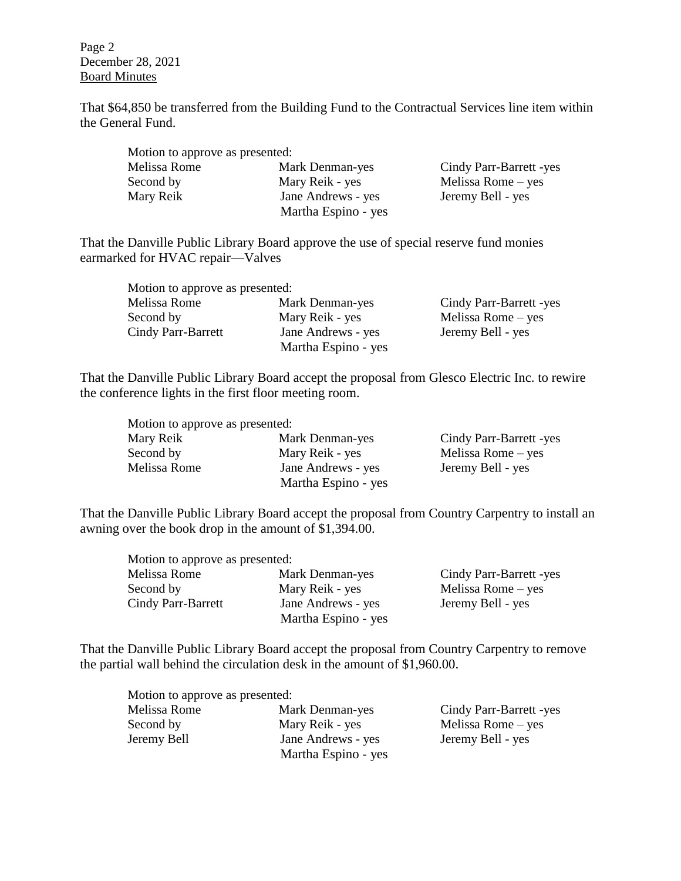That $64,850 be transferred from the Building Fund to the Contractual Services line item within the General Fund.

| Motion to approve as presented: | | |
|---|---|---|
| Melissa Rome | Mark Denman-yes | Cindy Parr-Barrett -yes |
| Second by | Mary Reik - yes | Melissa Rome – yes |
| Mary Reik | Jane Andrews - yes | Jeremy Bell - yes |
| | Martha Espino - yes | |

That the Danville Public Library Board approve the use of special reserve fund monies earmarked for HVAC repair—Valves

| Motion to approve as presented: | | |
|---|---|---|
| Melissa Rome | Mark Denman-yes | Cindy Parr-Barrett -yes |
| Second by | Mary Reik - yes | Melissa Rome – yes |
| Cindy Parr-Barrett | Jane Andrews - yes | Jeremy Bell - yes |
| | Martha Espino - yes | |

That the Danville Public Library Board accept the proposal from Glesco Electric Inc. to rewire the conference lights in the first floor meeting room.

| Motion to approve as presented: | | |
|---|---|---|
| Mary Reik | Mark Denman-yes | Cindy Parr-Barrett -yes |
| Second by | Mary Reik - yes | Melissa Rome – yes |
| Melissa Rome | Jane Andrews - yes | Jeremy Bell - yes |
| | Martha Espino - yes | |

That the Danville Public Library Board accept the proposal from Country Carpentry to install an awning over the book drop in the amount of $1,394.00.

| Motion to approve as presented: | | |
|---|---|---|
| Melissa Rome | Mark Denman-yes | Cindy Parr-Barrett -yes |
| Second by | Mary Reik - yes | Melissa Rome – yes |
| Cindy Parr-Barrett | Jane Andrews - yes | Jeremy Bell - yes |
| | Martha Espino - yes | |

That the Danville Public Library Board accept the proposal from Country Carpentry to remove the partial wall behind the circulation desk in the amount of $1,960.00.

| Motion to approve as presented: | | |
|---|---|---|
| Melissa Rome | Mark Denman-yes | Cindy Parr-Barrett -yes |
| Second by | Mary Reik - yes | Melissa Rome – yes |
| Jeremy Bell | Jane Andrews - yes | Jeremy Bell - yes |
| | Martha Espino - yes | |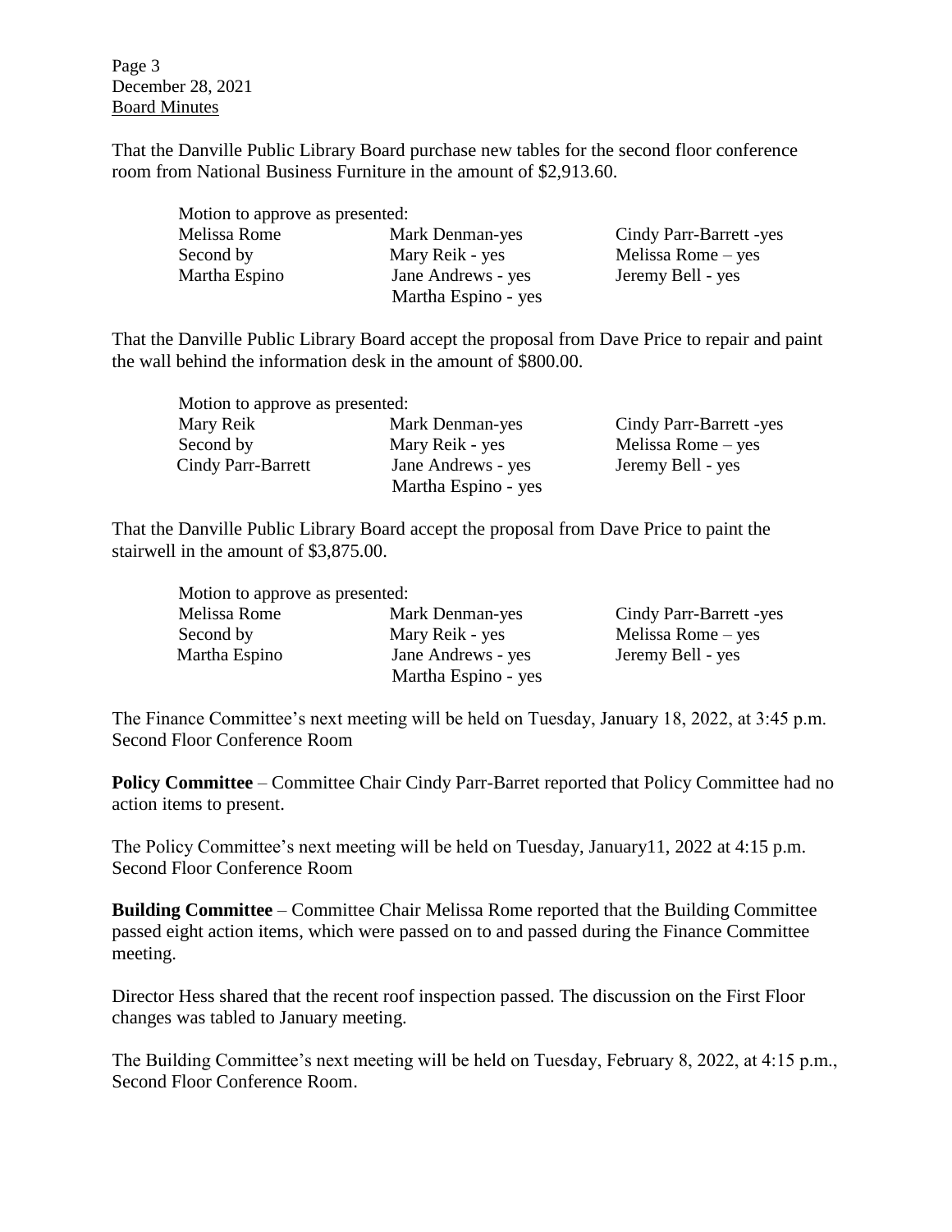That the Danville Public Library Board purchase new tables for the second floor conference room from National Business Furniture in the amount of $2,913.60.

| Motion to approve as presented: | | |
|---|---|---|
| Melissa Rome | Mark Denman-yes | Cindy Parr-Barrett -yes |
| Second by | Mary Reik - yes | Melissa Rome – yes |
| Martha Espino | Jane Andrews - yes | Jeremy Bell - yes |
| | Martha Espino - yes | |

That the Danville Public Library Board accept the proposal from Dave Price to repair and paint the wall behind the information desk in the amount of $800.00.

| Motion to approve as presented: | | |
|---|---|---|
| Mary Reik | Mark Denman-yes | Cindy Parr-Barrett -yes |
| Second by | Mary Reik - yes | Melissa Rome – yes |
| Cindy Parr-Barrett | Jane Andrews - yes | Jeremy Bell - yes |
| | Martha Espino - yes | |

That the Danville Public Library Board accept the proposal from Dave Price to paint the stairwell in the amount of $3,875.00.

| Motion to approve as presented: | | |
|---|---|---|
| Melissa Rome | Mark Denman-yes | Cindy Parr-Barrett -yes |
| Second by | Mary Reik - yes | Melissa Rome – yes |
| Martha Espino | Jane Andrews - yes | Jeremy Bell - yes |
| | Martha Espino - yes | |

The Finance Committee's next meeting will be held on Tuesday, January 18, 2022, at 3:45 p.m. Second Floor Conference Room

**Policy Committee** – Committee Chair Cindy Parr-Barret reported that Policy Committee had no action items to present.

The Policy Committee's next meeting will be held on Tuesday, January11, 2022 at 4:15 p.m. Second Floor Conference Room

**Building Committee** – Committee Chair Melissa Rome reported that the Building Committee passed eight action items, which were passed on to and passed during the Finance Committee meeting.

Director Hess shared that the recent roof inspection passed. The discussion on the First Floor changes was tabled to January meeting.

The Building Committee's next meeting will be held on Tuesday, February 8, 2022, at 4:15 p.m., Second Floor Conference Room.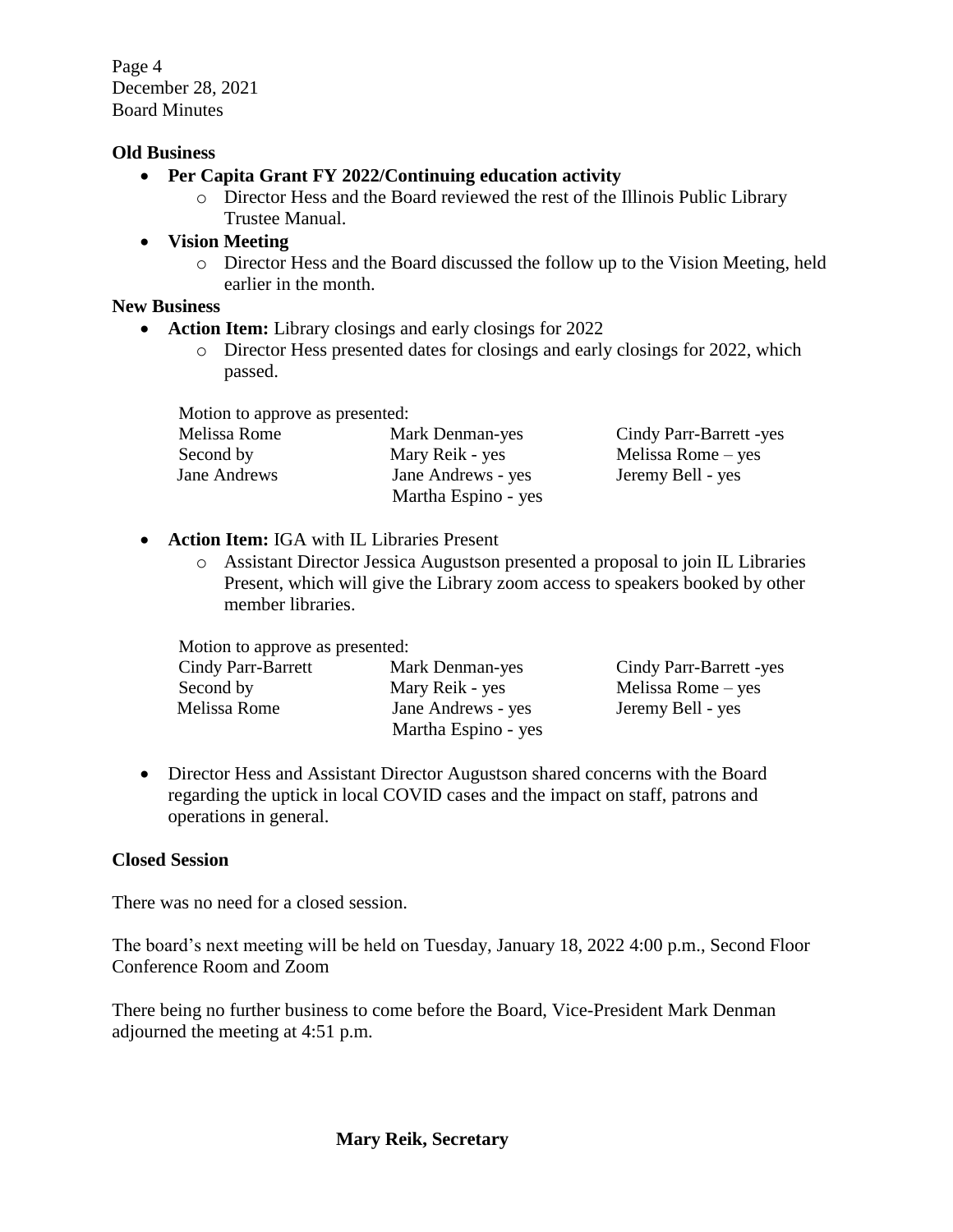**Old Business**

- **Per Capita Grant FY 2022/Continuing education activity**
  - Director Hess and the Board reviewed the rest of the Illinois Public Library Trustee Manual.
- **Vision Meeting**
  - Director Hess and the Board discussed the follow up to the Vision Meeting, held earlier in the month.

**New Business**

- **Action Item:** Library closings and early closings for 2022
  - Director Hess presented dates for closings and early closings for 2022, which passed.

Motion to approve as presented:

| | | |
|---|---|---|
| Melissa Rome | Mark Denman-yes | Cindy Parr-Barrett -yes |
| Second by | Mary Reik - yes | Melissa Rome – yes |
| Jane Andrews | Jane Andrews - yes | Jeremy Bell - yes |
| | Martha Espino - yes | |

- **Action Item:** IGA with IL Libraries Present
  - Assistant Director Jessica Augustson presented a proposal to join IL Libraries Present, which will give the Library zoom access to speakers booked by other member libraries.

Motion to approve as presented:

| | | |
|---|---|---|
| Cindy Parr-Barrett | Mark Denman-yes | Cindy Parr-Barrett -yes |
| Second by | Mary Reik - yes | Melissa Rome – yes |
| Melissa Rome | Jane Andrews - yes | Jeremy Bell - yes |
| | Martha Espino - yes | |

- Director Hess and Assistant Director Augustson shared concerns with the Board regarding the uptick in local COVID cases and the impact on staff, patrons and operations in general.

**Closed Session**

There was no need for a closed session.

The board's next meeting will be held on Tuesday, January 18, 2022 4:00 p.m., Second Floor Conference Room and Zoom

There being no further business to come before the Board, Vice-President Mark Denman adjourned the meeting at 4:51 p.m.

**Mary Reik, Secretary**